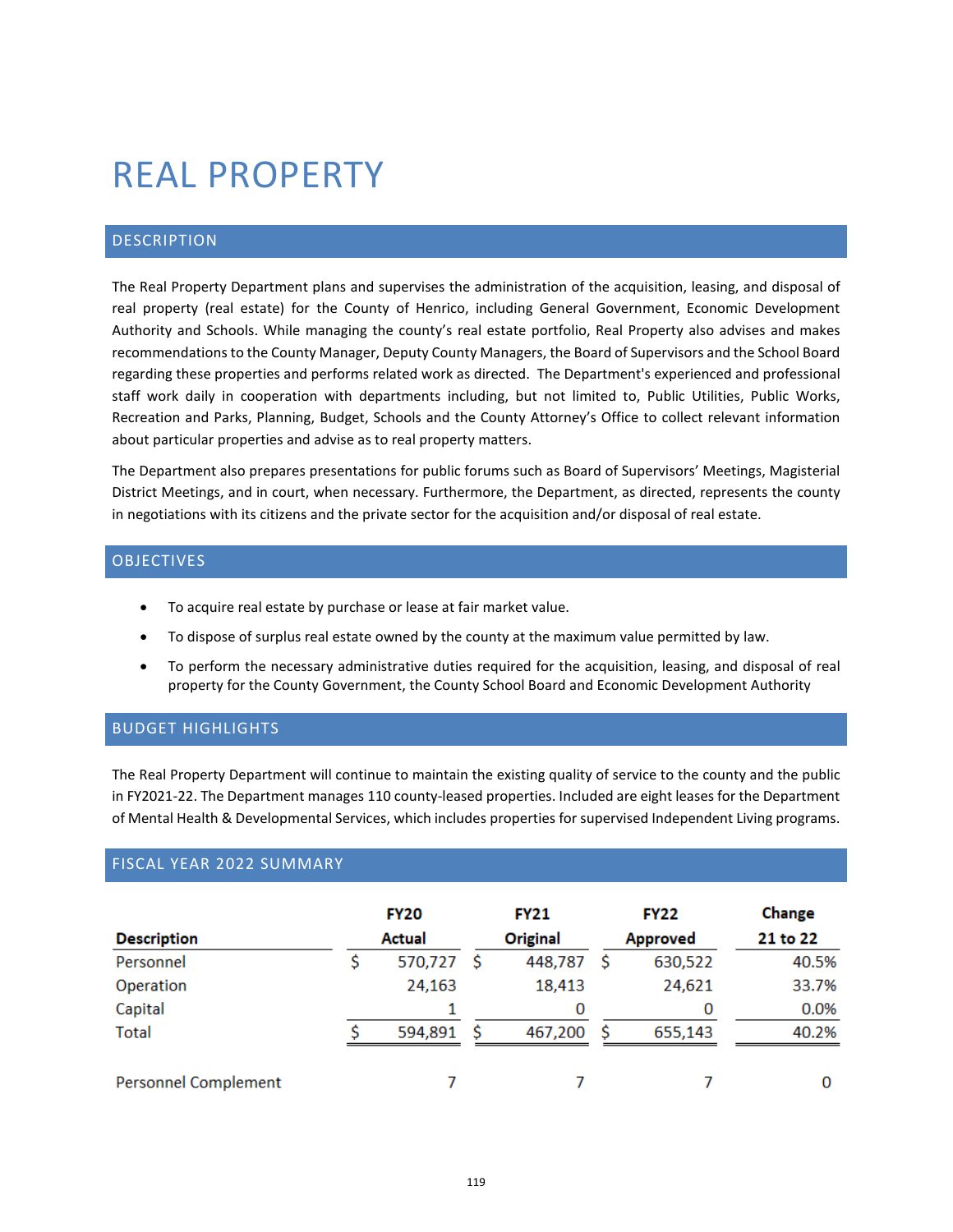# REAL PROPERTY

## DESCRIPTION

The Real Property Department plans and supervises the administration of the acquisition, leasing, and disposal of real property (real estate) for the County of Henrico, including General Government, Economic Development Authority and Schools. While managing the county's real estate portfolio, Real Property also advises and makes recommendations to the County Manager, Deputy County Managers, the Board of Supervisors and the School Board regarding these properties and performs related work as directed. The Department's experienced and professional staff work daily in cooperation with departments including, but not limited to, Public Utilities, Public Works, Recreation and Parks, Planning, Budget, Schools and the County Attorney's Office to collect relevant information about particular properties and advise as to real property matters.

The Department also prepares presentations for public forums such as Board of Supervisors' Meetings, Magisterial District Meetings, and in court, when necessary. Furthermore, the Department, as directed, represents the county in negotiations with its citizens and the private sector for the acquisition and/or disposal of real estate.

## OBJECTIVES

- To acquire real estate by purchase or lease at fair market value.
- To dispose of surplus real estate owned by the county at the maximum value permitted by law.
- To perform the necessary administrative duties required for the acquisition, leasing, and disposal of real property for the County Government, the County School Board and Economic Development Authority

## BUDGET HIGHLIGHTS

The Real Property Department will continue to maintain the existing quality of service to the county and the public in FY2021-22. The Department manages 110 county-leased properties. Included are eight leases for the Department of Mental Health & Developmental Services, which includes properties for supervised Independent Living programs.

## FISCAL YEAR 2022 SUMMARY

| Description | FY20 Actual | FY21 Original | FY22 Approved | Change 21 to 22 |
|---|---|---|---|---|
| Personnel | $ 570,727 | $ 448,787 | $ 630,522 | 40.5% |
| Operation | 24,163 | 18,413 | 24,621 | 33.7% |
| Capital | 1 | 0 | 0 | 0.0% |
| Total | $ 594,891 | $ 467,200 | $ 655,143 | 40.2% |
| | | | | |
| Personnel Complement | 7 | 7 | 7 | 0 |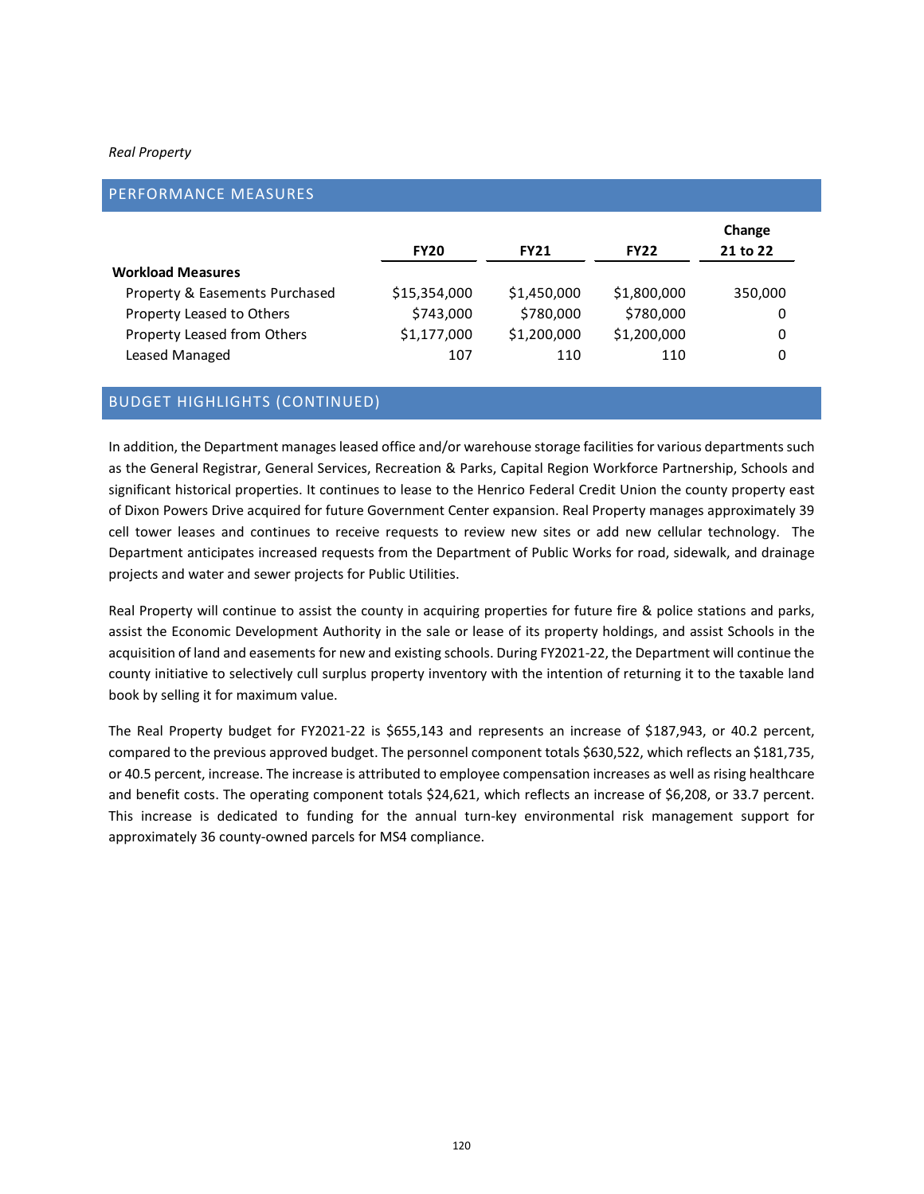*Real Property*

## PERFORMANCE MEASURES

| | FY20 | FY21 | FY22 | Change 21 to 22 |
|---|---|---|---|---|
| **Workload Measures** | | | | |
| Property & Easements Purchased | $15,354,000 | $1,450,000 | $1,800,000 | 350,000 |
| Property Leased to Others | $743,000 | $780,000 | $780,000 | 0 |
| Property Leased from Others | $1,177,000 | $1,200,000 | $1,200,000 | 0 |
| Leased Managed | 107 | 110 | 110 | 0 |

## BUDGET HIGHLIGHTS (CONTINUED)

In addition, the Department manages leased office and/or warehouse storage facilities for various departments such as the General Registrar, General Services, Recreation & Parks, Capital Region Workforce Partnership, Schools and significant historical properties. It continues to lease to the Henrico Federal Credit Union the county property east of Dixon Powers Drive acquired for future Government Center expansion. Real Property manages approximately 39 cell tower leases and continues to receive requests to review new sites or add new cellular technology. The Department anticipates increased requests from the Department of Public Works for road, sidewalk, and drainage projects and water and sewer projects for Public Utilities.

Real Property will continue to assist the county in acquiring properties for future fire & police stations and parks, assist the Economic Development Authority in the sale or lease of its property holdings, and assist Schools in the acquisition of land and easements for new and existing schools. During FY2021-22, the Department will continue the county initiative to selectively cull surplus property inventory with the intention of returning it to the taxable land book by selling it for maximum value.

The Real Property budget for FY2021-22 is $655,143 and represents an increase of $187,943, or 40.2 percent, compared to the previous approved budget. The personnel component totals $630,522, which reflects an $181,735, or 40.5 percent, increase. The increase is attributed to employee compensation increases as well as rising healthcare and benefit costs. The operating component totals $24,621, which reflects an increase of $6,208, or 33.7 percent. This increase is dedicated to funding for the annual turn-key environmental risk management support for approximately 36 county-owned parcels for MS4 compliance.